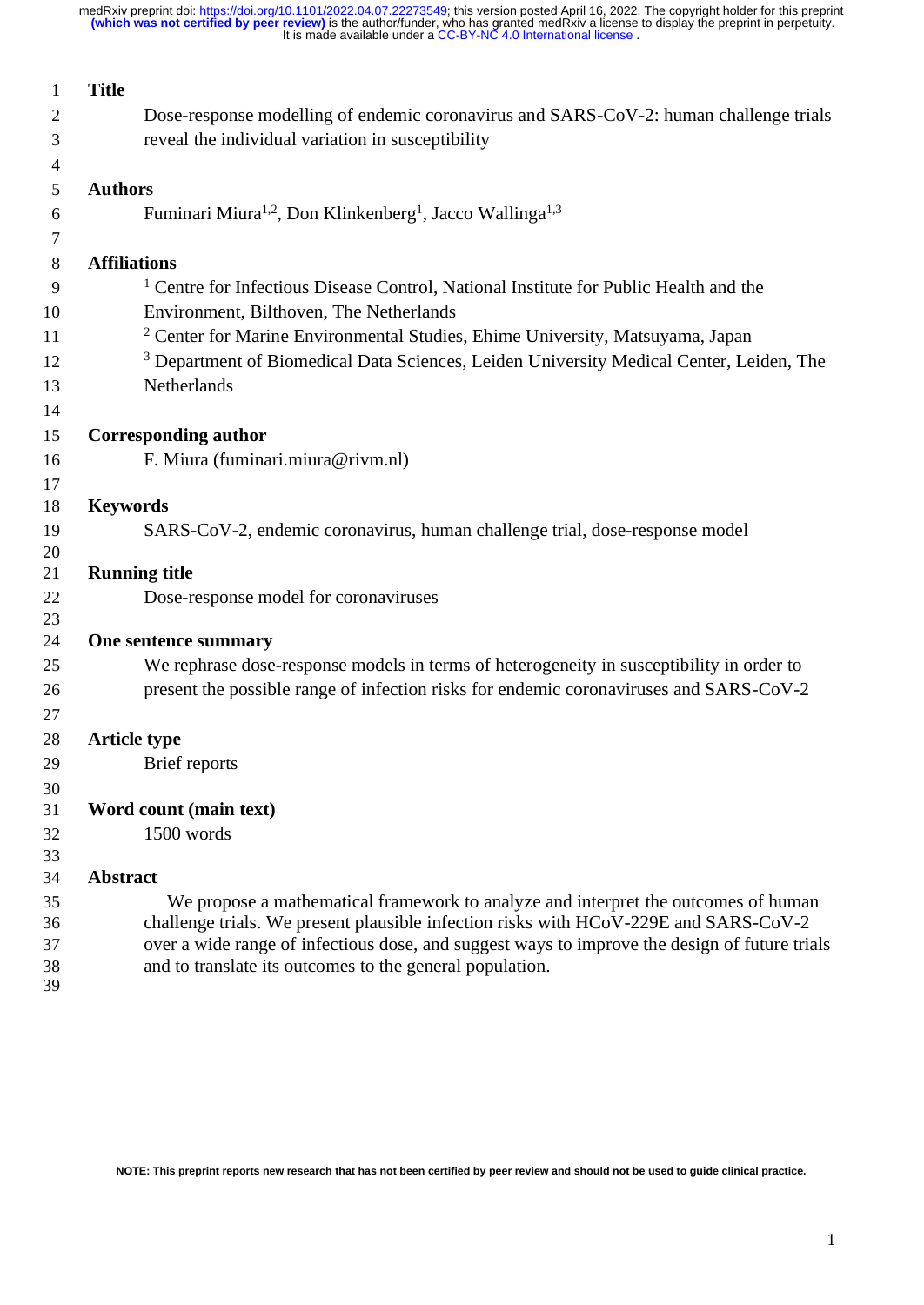## Title

Dose-response modelling of endemic coronavirus and SARS-CoV-2: human challenge trials reveal the individual variation in susceptibility

## Authors

Fuminari Miura[1,2], Don Klinkenberg[1], Jacco Wallinga[1,3]

## Affiliations

[1] Centre for Infectious Disease Control, National Institute for Public Health and the Environment, Bilthoven, The Netherlands

[2] Center for Marine Environmental Studies, Ehime University, Matsuyama, Japan

[3] Department of Biomedical Data Sciences, Leiden University Medical Center, Leiden, The Netherlands

## Corresponding author

F. Miura (fuminari.miura@rivm.nl)

## Keywords

SARS-CoV-2, endemic coronavirus, human challenge trial, dose-response model

## Running title

Dose-response model for coronaviruses

## One sentence summary

We rephrase dose-response models in terms of heterogeneity in susceptibility in order to present the possible range of infection risks for endemic coronaviruses and SARS-CoV-2

## Article type

Brief reports

## Word count (main text)

1500 words

## Abstract

We propose a mathematical framework to analyze and interpret the outcomes of human challenge trials. We present plausible infection risks with HCoV-229E and SARS-CoV-2 over a wide range of infectious dose, and suggest ways to improve the design of future trials and to translate its outcomes to the general population.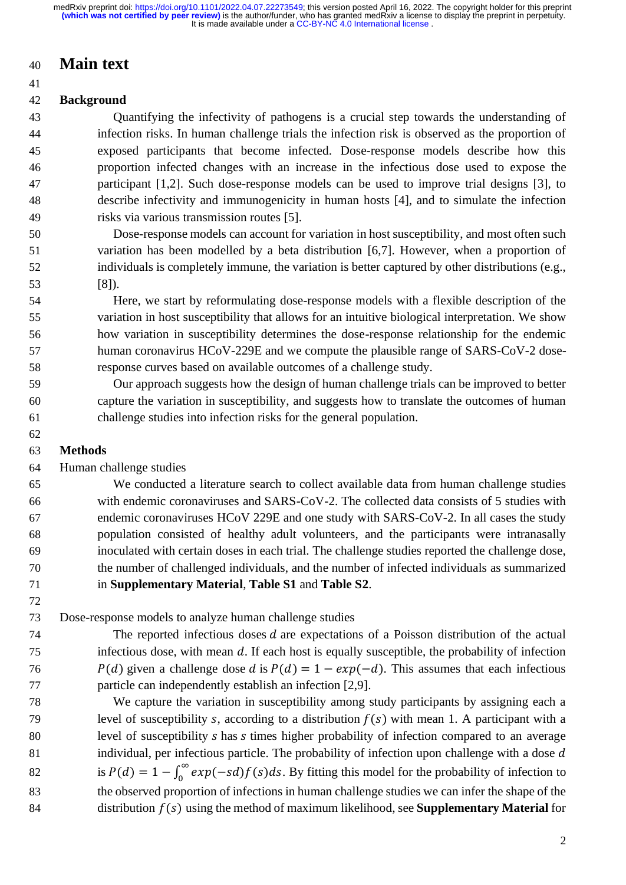# Main text

## Background

Quantifying the infectivity of pathogens is a crucial step towards the understanding of infection risks. In human challenge trials the infection risk is observed as the proportion of exposed participants that become infected. Dose-response models describe how this proportion infected changes with an increase in the infectious dose used to expose the participant [1,2]. Such dose-response models can be used to improve trial designs [3], to describe infectivity and immunogenicity in human hosts [4], and to simulate the infection risks via various transmission routes [5].

Dose-response models can account for variation in host susceptibility, and most often such variation has been modelled by a beta distribution [6,7]. However, when a proportion of individuals is completely immune, the variation is better captured by other distributions (e.g., [8]).

Here, we start by reformulating dose-response models with a flexible description of the variation in host susceptibility that allows for an intuitive biological interpretation. We show how variation in susceptibility determines the dose-response relationship for the endemic human coronavirus HCoV-229E and we compute the plausible range of SARS-CoV-2 dose-response curves based on available outcomes of a challenge study.

Our approach suggests how the design of human challenge trials can be improved to better capture the variation in susceptibility, and suggests how to translate the outcomes of human challenge studies into infection risks for the general population.

## Methods

### Human challenge studies

We conducted a literature search to collect available data from human challenge studies with endemic coronaviruses and SARS-CoV-2. The collected data consists of 5 studies with endemic coronaviruses HCoV 229E and one study with SARS-CoV-2. In all cases the study population consisted of healthy adult volunteers, and the participants were intranasally inoculated with certain doses in each trial. The challenge studies reported the challenge dose, the number of challenged individuals, and the number of infected individuals as summarized in **Supplementary Material**, **Table S1** and **Table S2**.

### Dose-response models to analyze human challenge studies

The reported infectious doses $d$ are expectations of a Poisson distribution of the actual infectious dose, with mean $d$. If each host is equally susceptible, the probability of infection $P(d)$ given a challenge dose $d$ is $P(d) = 1 - exp(-d)$. This assumes that each infectious particle can independently establish an infection [2,9].

We capture the variation in susceptibility among study participants by assigning each a level of susceptibility $s$, according to a distribution $f(s)$ with mean 1. A participant with a level of susceptibility $s$ has $s$ times higher probability of infection compared to an average individual, per infectious particle. The probability of infection upon challenge with a dose $d$ is $P(d) = 1 - \int_0^\infty exp(-sd)f(s)ds$. By fitting this model for the probability of infection to the observed proportion of infections in human challenge studies we can infer the shape of the distribution $f(s)$ using the method of maximum likelihood, see **Supplementary Material** for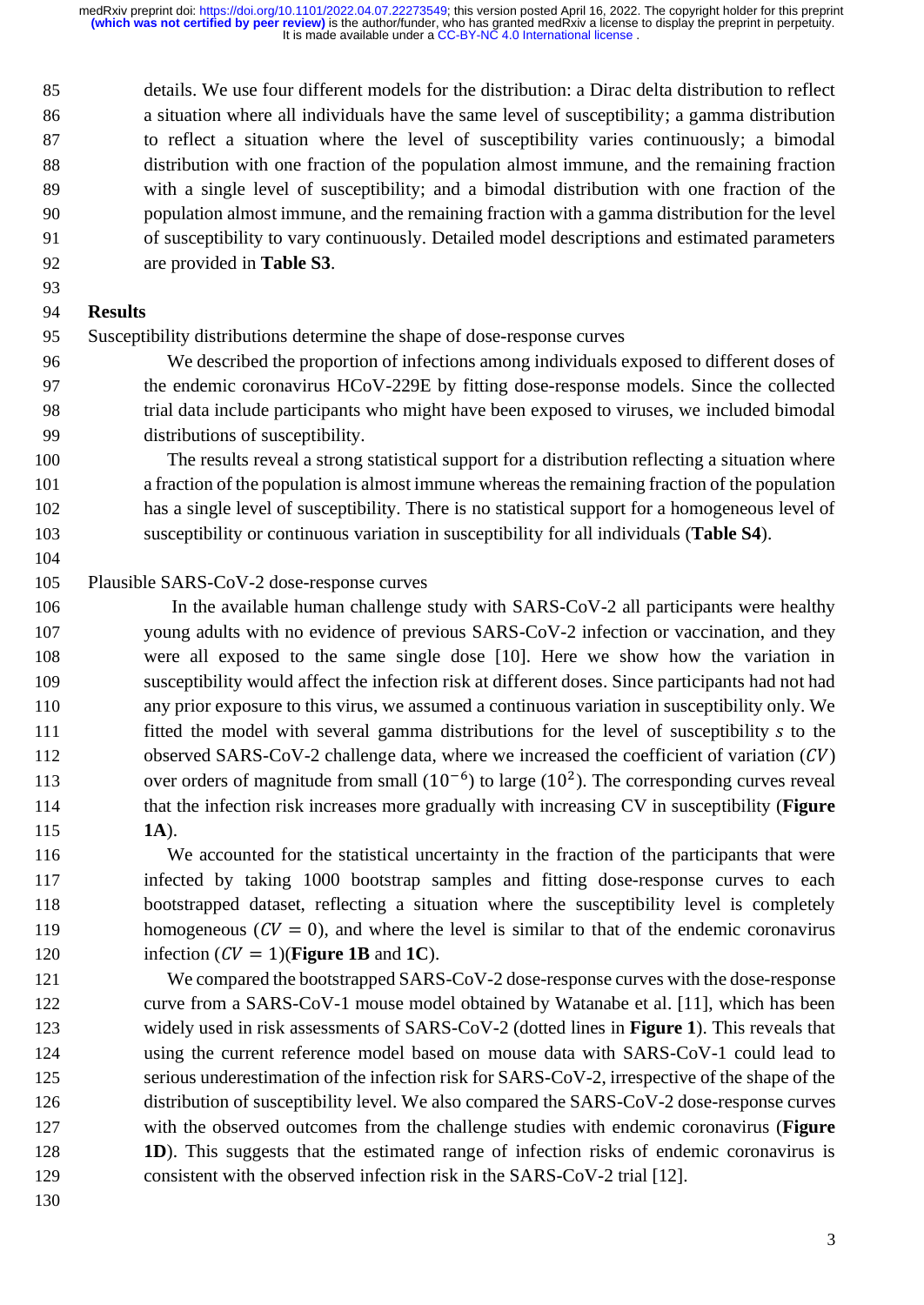details. We use four different models for the distribution: a Dirac delta distribution to reflect a situation where all individuals have the same level of susceptibility; a gamma distribution to reflect a situation where the level of susceptibility varies continuously; a bimodal distribution with one fraction of the population almost immune, and the remaining fraction with a single level of susceptibility; and a bimodal distribution with one fraction of the population almost immune, and the remaining fraction with a gamma distribution for the level of susceptibility to vary continuously. Detailed model descriptions and estimated parameters are provided in **Table S3**.

## Results

Susceptibility distributions determine the shape of dose-response curves

We described the proportion of infections among individuals exposed to different doses of the endemic coronavirus HCoV-229E by fitting dose-response models. Since the collected trial data include participants who might have been exposed to viruses, we included bimodal distributions of susceptibility.

The results reveal a strong statistical support for a distribution reflecting a situation where a fraction of the population is almost immune whereas the remaining fraction of the population has a single level of susceptibility. There is no statistical support for a homogeneous level of susceptibility or continuous variation in susceptibility for all individuals (**Table S4**).

Plausible SARS-CoV-2 dose-response curves

In the available human challenge study with SARS-CoV-2 all participants were healthy young adults with no evidence of previous SARS-CoV-2 infection or vaccination, and they were all exposed to the same single dose [10]. Here we show how the variation in susceptibility would affect the infection risk at different doses. Since participants had not had any prior exposure to this virus, we assumed a continuous variation in susceptibility only. We fitted the model with several gamma distributions for the level of susceptibility $s$ to the observed SARS-CoV-2 challenge data, where we increased the coefficient of variation ($CV$) over orders of magnitude from small ($10^{-6}$) to large ($10^{2}$). The corresponding curves reveal that the infection risk increases more gradually with increasing CV in susceptibility (**Figure 1A**).

We accounted for the statistical uncertainty in the fraction of the participants that were infected by taking 1000 bootstrap samples and fitting dose-response curves to each bootstrapped dataset, reflecting a situation where the susceptibility level is completely homogeneous ($CV = 0$), and where the level is similar to that of the endemic coronavirus infection ($CV = 1$)(**Figure 1B** and **1C**).

We compared the bootstrapped SARS-CoV-2 dose-response curves with the dose-response curve from a SARS-CoV-1 mouse model obtained by Watanabe et al. [11], which has been widely used in risk assessments of SARS-CoV-2 (dotted lines in **Figure 1**). This reveals that using the current reference model based on mouse data with SARS-CoV-1 could lead to serious underestimation of the infection risk for SARS-CoV-2, irrespective of the shape of the distribution of susceptibility level. We also compared the SARS-CoV-2 dose-response curves with the observed outcomes from the challenge studies with endemic coronavirus (**Figure 1D**). This suggests that the estimated range of infection risks of endemic coronavirus is consistent with the observed infection risk in the SARS-CoV-2 trial [12].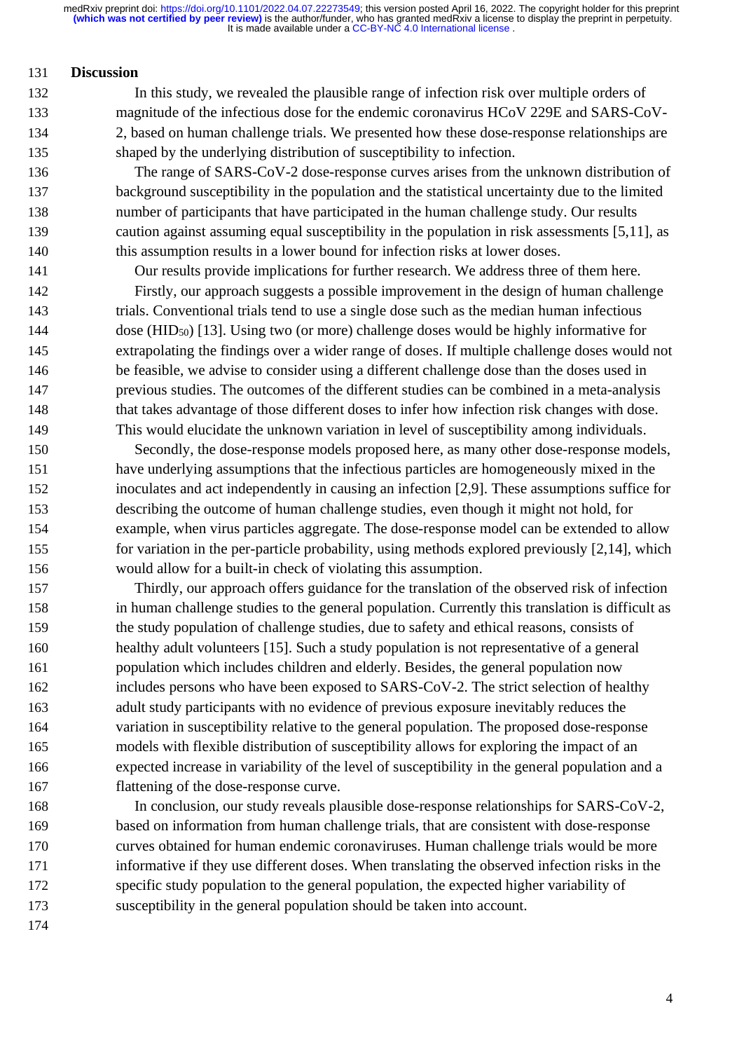## Discussion

In this study, we revealed the plausible range of infection risk over multiple orders of magnitude of the infectious dose for the endemic coronavirus HCoV 229E and SARS-CoV-2, based on human challenge trials. We presented how these dose-response relationships are shaped by the underlying distribution of susceptibility to infection.

The range of SARS-CoV-2 dose-response curves arises from the unknown distribution of background susceptibility in the population and the statistical uncertainty due to the limited number of participants that have participated in the human challenge study. Our results caution against assuming equal susceptibility in the population in risk assessments [5,11], as this assumption results in a lower bound for infection risks at lower doses.

Our results provide implications for further research. We address three of them here.

Firstly, our approach suggests a possible improvement in the design of human challenge trials. Conventional trials tend to use a single dose such as the median human infectious dose ($HID_{50}$) [13]. Using two (or more) challenge doses would be highly informative for extrapolating the findings over a wider range of doses. If multiple challenge doses would not be feasible, we advise to consider using a different challenge dose than the doses used in previous studies. The outcomes of the different studies can be combined in a meta-analysis that takes advantage of those different doses to infer how infection risk changes with dose. This would elucidate the unknown variation in level of susceptibility among individuals.

Secondly, the dose-response models proposed here, as many other dose-response models, have underlying assumptions that the infectious particles are homogeneously mixed in the inoculates and act independently in causing an infection [2,9]. These assumptions suffice for describing the outcome of human challenge studies, even though it might not hold, for example, when virus particles aggregate. The dose-response model can be extended to allow for variation in the per-particle probability, using methods explored previously [2,14], which would allow for a built-in check of violating this assumption.

Thirdly, our approach offers guidance for the translation of the observed risk of infection in human challenge studies to the general population. Currently this translation is difficult as the study population of challenge studies, due to safety and ethical reasons, consists of healthy adult volunteers [15]. Such a study population is not representative of a general population which includes children and elderly. Besides, the general population now includes persons who have been exposed to SARS-CoV-2. The strict selection of healthy adult study participants with no evidence of previous exposure inevitably reduces the variation in susceptibility relative to the general population. The proposed dose-response models with flexible distribution of susceptibility allows for exploring the impact of an expected increase in variability of the level of susceptibility in the general population and a flattening of the dose-response curve.

In conclusion, our study reveals plausible dose-response relationships for SARS-CoV-2, based on information from human challenge trials, that are consistent with dose-response curves obtained for human endemic coronaviruses. Human challenge trials would be more informative if they use different doses. When translating the observed infection risks in the specific study population to the general population, the expected higher variability of susceptibility in the general population should be taken into account.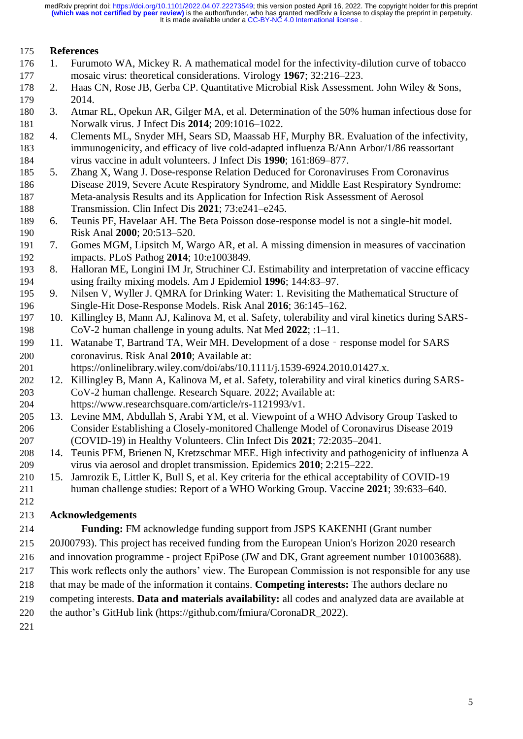## References

1. Furumoto WA, Mickey R. A mathematical model for the infectivity-dilution curve of tobacco mosaic virus: theoretical considerations. Virology **1967**; 32:216–223.
2. Haas CN, Rose JB, Gerba CP. Quantitative Microbial Risk Assessment. John Wiley & Sons, 2014.
3. Atmar RL, Opekun AR, Gilger MA, et al. Determination of the 50% human infectious dose for Norwalk virus. J Infect Dis **2014**; 209:1016–1022.
4. Clements ML, Snyder MH, Sears SD, Maassab HF, Murphy BR. Evaluation of the infectivity, immunogenicity, and efficacy of live cold-adapted influenza B/Ann Arbor/1/86 reassortant virus vaccine in adult volunteers. J Infect Dis **1990**; 161:869–877.
5. Zhang X, Wang J. Dose-response Relation Deduced for Coronaviruses From Coronavirus Disease 2019, Severe Acute Respiratory Syndrome, and Middle East Respiratory Syndrome: Meta-analysis Results and its Application for Infection Risk Assessment of Aerosol Transmission. Clin Infect Dis **2021**; 73:e241–e245.
6. Teunis PF, Havelaar AH. The Beta Poisson dose-response model is not a single-hit model. Risk Anal **2000**; 20:513–520.
7. Gomes MGM, Lipsitch M, Wargo AR, et al. A missing dimension in measures of vaccination impacts. PLoS Pathog **2014**; 10:e1003849.
8. Halloran ME, Longini IM Jr, Struchiner CJ. Estimability and interpretation of vaccine efficacy using frailty mixing models. Am J Epidemiol **1996**; 144:83–97.
9. Nilsen V, Wyller J. QMRA for Drinking Water: 1. Revisiting the Mathematical Structure of Single-Hit Dose-Response Models. Risk Anal **2016**; 36:145–162.
10. Killingley B, Mann AJ, Kalinova M, et al. Safety, tolerability and viral kinetics during SARS-CoV-2 human challenge in young adults. Nat Med **2022**; :1–11.
11. Watanabe T, Bartrand TA, Weir MH. Development of a dose‐response model for SARS coronavirus. Risk Anal **2010**; Available at: https://onlinelibrary.wiley.com/doi/abs/10.1111/j.1539-6924.2010.01427.x.
12. Killingley B, Mann A, Kalinova M, et al. Safety, tolerability and viral kinetics during SARS-CoV-2 human challenge. Research Square. 2022; Available at: https://www.researchsquare.com/article/rs-1121993/v1.
13. Levine MM, Abdullah S, Arabi YM, et al. Viewpoint of a WHO Advisory Group Tasked to Consider Establishing a Closely-monitored Challenge Model of Coronavirus Disease 2019 (COVID-19) in Healthy Volunteers. Clin Infect Dis **2021**; 72:2035–2041.
14. Teunis PFM, Brienen N, Kretzschmar MEE. High infectivity and pathogenicity of influenza A virus via aerosol and droplet transmission. Epidemics **2010**; 2:215–222.
15. Jamrozik E, Littler K, Bull S, et al. Key criteria for the ethical acceptability of COVID-19 human challenge studies: Report of a WHO Working Group. Vaccine **2021**; 39:633–640.

## Acknowledgements

**Funding:** FM acknowledge funding support from JSPS KAKENHI (Grant number 20J00793). This project has received funding from the European Union's Horizon 2020 research and innovation programme - project EpiPose (JW and DK, Grant agreement number 101003688). This work reflects only the authors' view. The European Commission is not responsible for any use that may be made of the information it contains. **Competing interests:** The authors declare no competing interests. **Data and materials availability:** all codes and analyzed data are available at the author's GitHub link (https://github.com/fmiura/CoronaDR_2022).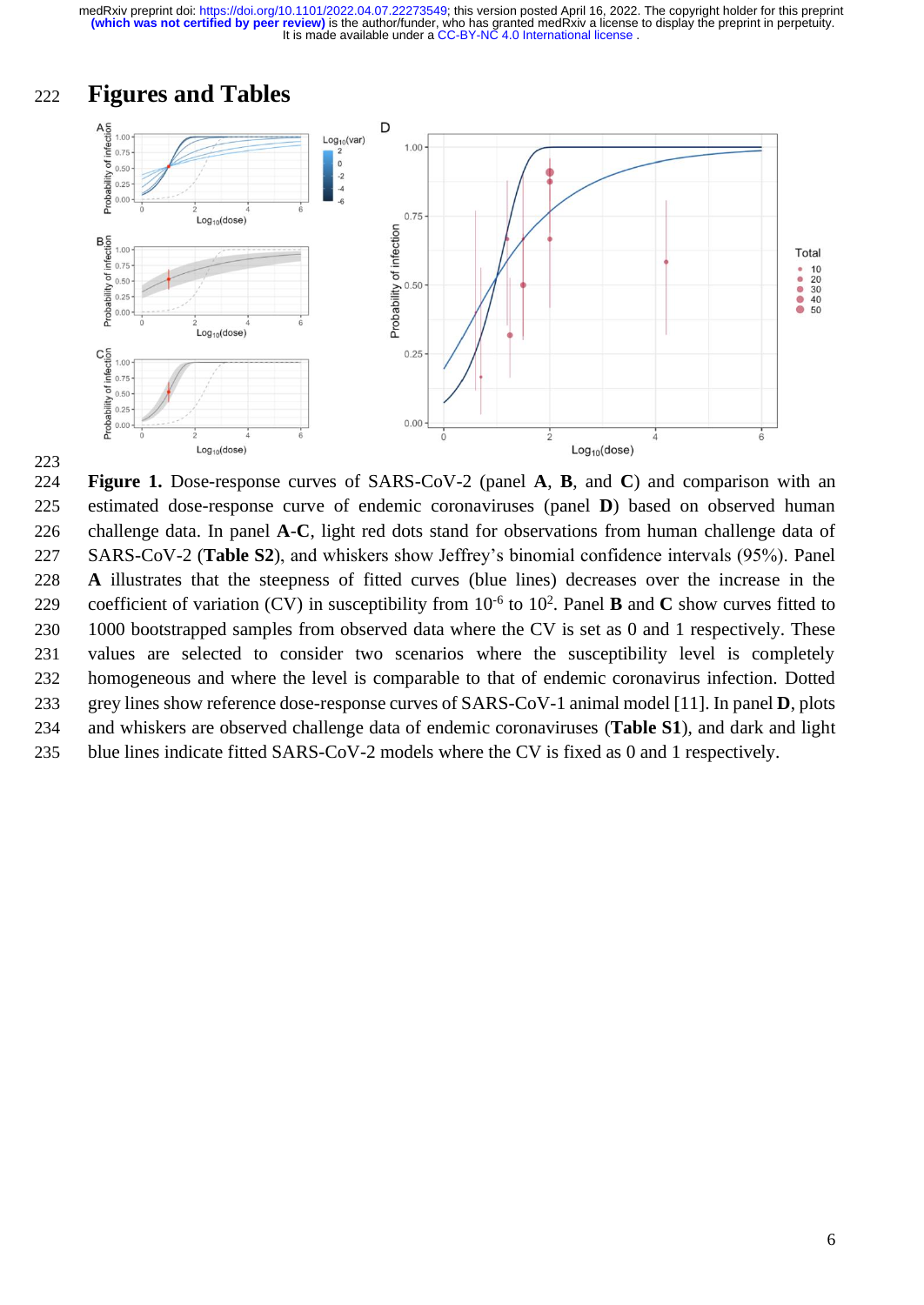# Figures and Tables

**Figure 1.** Dose-response curves of SARS-CoV-2 (panel **A**, **B**, and **C**) and comparison with an estimated dose-response curve of endemic coronaviruses (panel **D**) based on observed human challenge data. In panel **A-C**, light red dots stand for observations from human challenge data of SARS-CoV-2 (**Table S2**), and whiskers show Jeffrey's binomial confidence intervals (95%). Panel **A** illustrates that the steepness of fitted curves (blue lines) decreases over the increase in the coefficient of variation (CV) in susceptibility from $10^{-6}$ to $10^{2}$. Panel **B** and **C** show curves fitted to 1000 bootstrapped samples from observed data where the CV is set as 0 and 1 respectively. These values are selected to consider two scenarios where the susceptibility level is completely homogeneous and where the level is comparable to that of endemic coronavirus infection. Dotted grey lines show reference dose-response curves of SARS-CoV-1 animal model [11]. In panel **D**, plots and whiskers are observed challenge data of endemic coronaviruses (**Table S1**), and dark and light blue lines indicate fitted SARS-CoV-2 models where the CV is fixed as 0 and 1 respectively.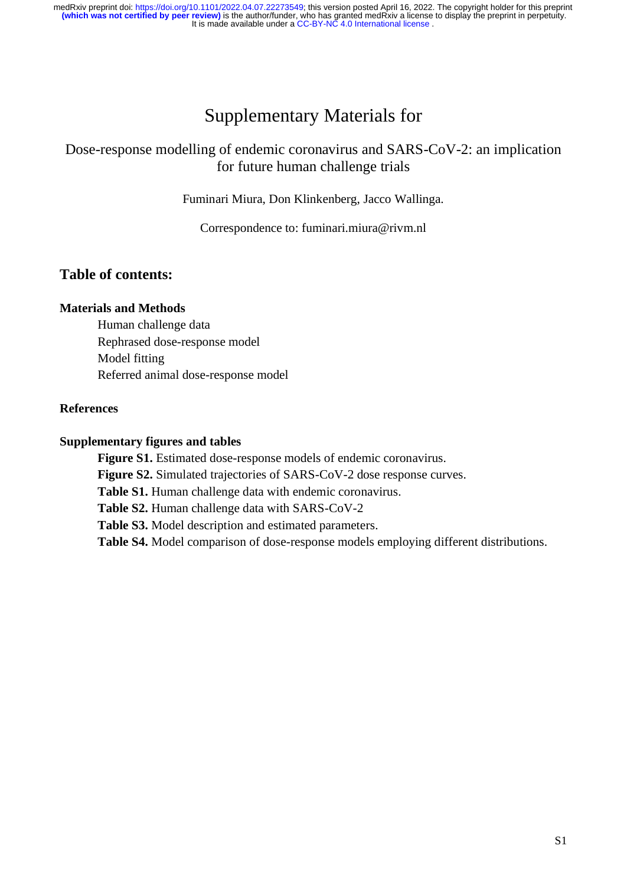# Supplementary Materials for

## Dose-response modelling of endemic coronavirus and SARS-CoV-2: an implication for future human challenge trials

Fuminari Miura, Don Klinkenberg, Jacco Wallinga.

Correspondence to: fuminari.miura@rivm.nl

## Table of contents:

**Materials and Methods**

- Human challenge data
- Rephrased dose-response model
- Model fitting
- Referred animal dose-response model

**References**

**Supplementary figures and tables**

- **Figure S1.** Estimated dose-response models of endemic coronavirus.
- **Figure S2.** Simulated trajectories of SARS-CoV-2 dose response curves.
- **Table S1.** Human challenge data with endemic coronavirus.
- **Table S2.** Human challenge data with SARS-CoV-2
- **Table S3.** Model description and estimated parameters.
- **Table S4.** Model comparison of dose-response models employing different distributions.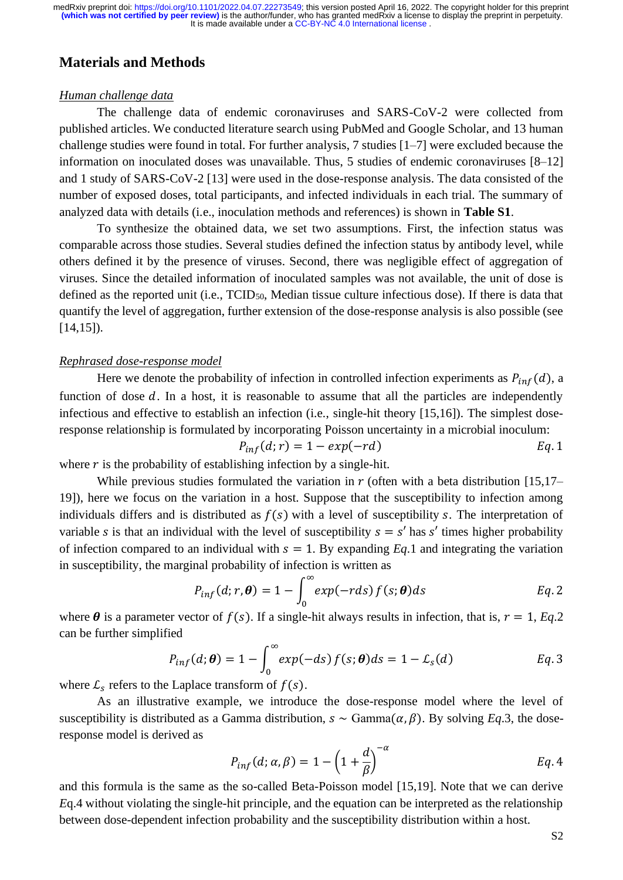## Materials and Methods

*Human challenge data*

The challenge data of endemic coronaviruses and SARS-CoV-2 were collected from published articles. We conducted literature search using PubMed and Google Scholar, and 13 human challenge studies were found in total. For further analysis, 7 studies [1–7] were excluded because the information on inoculated doses was unavailable. Thus, 5 studies of endemic coronaviruses [8–12] and 1 study of SARS-CoV-2 [13] were used in the dose-response analysis. The data consisted of the number of exposed doses, total participants, and infected individuals in each trial. The summary of analyzed data with details (i.e., inoculation methods and references) is shown in **Table S1**.

To synthesize the obtained data, we set two assumptions. First, the infection status was comparable across those studies. Several studies defined the infection status by antibody level, while others defined it by the presence of viruses. Second, there was negligible effect of aggregation of viruses. Since the detailed information of inoculated samples was not available, the unit of dose is defined as the reported unit (i.e., $TCID_{50}$, Median tissue culture infectious dose). If there is data that quantify the level of aggregation, further extension of the dose-response analysis is also possible (see [14,15]).

*Rephrased dose-response model*

Here we denote the probability of infection in controlled infection experiments as $P_{inf}(d)$, a function of dose $d$. In a host, it is reasonable to assume that all the particles are independently infectious and effective to establish an infection (i.e., single-hit theory [15,16]). The simplest dose-response relationship is formulated by incorporating Poisson uncertainty in a microbial inoculum:

$$P_{inf}(d;r) = 1 - exp(-rd) \qquad Eq.1$$

where $r$ is the probability of establishing infection by a single-hit.

While previous studies formulated the variation in $r$ (often with a beta distribution [15,17–19]), here we focus on the variation in a host. Suppose that the susceptibility to infection among individuals differs and is distributed as $f(s)$ with a level of susceptibility $s$. The interpretation of variable $s$ is that an individual with the level of susceptibility $s = s'$ has $s'$ times higher probability of infection compared to an individual with $s = 1$. By expanding $Eq.1$ and integrating the variation in susceptibility, the marginal probability of infection is written as

$$P_{inf}(d;r,\boldsymbol{\theta}) = 1 - \int_0^\infty exp(-rds)\, f(s;\boldsymbol{\theta})ds \qquad Eq.2$$

where $\boldsymbol{\theta}$ is a parameter vector of $f(s)$. If a single-hit always results in infection, that is, $r = 1$, $Eq.2$ can be further simplified

$$P_{inf}(d;\boldsymbol{\theta}) = 1 - \int_0^\infty exp(-ds)\, f(s;\boldsymbol{\theta})ds = 1 - \mathcal{L}_s(d) \qquad Eq.3$$

where $\mathcal{L}_s$ refers to the Laplace transform of $f(s)$.

As an illustrative example, we introduce the dose-response model where the level of susceptibility is distributed as a Gamma distribution, $s \sim \text{Gamma}(\alpha, \beta)$. By solving $Eq.3$, the dose-response model is derived as

$$P_{inf}(d;\alpha,\beta) = 1 - \left(1 + \frac{d}{\beta}\right)^{-\alpha} \qquad Eq.4$$

and this formula is the same as the so-called Beta-Poisson model [15,19]. Note that we can derive $Eq.4$ without violating the single-hit principle, and the equation can be interpreted as the relationship between dose-dependent infection probability and the susceptibility distribution within a host.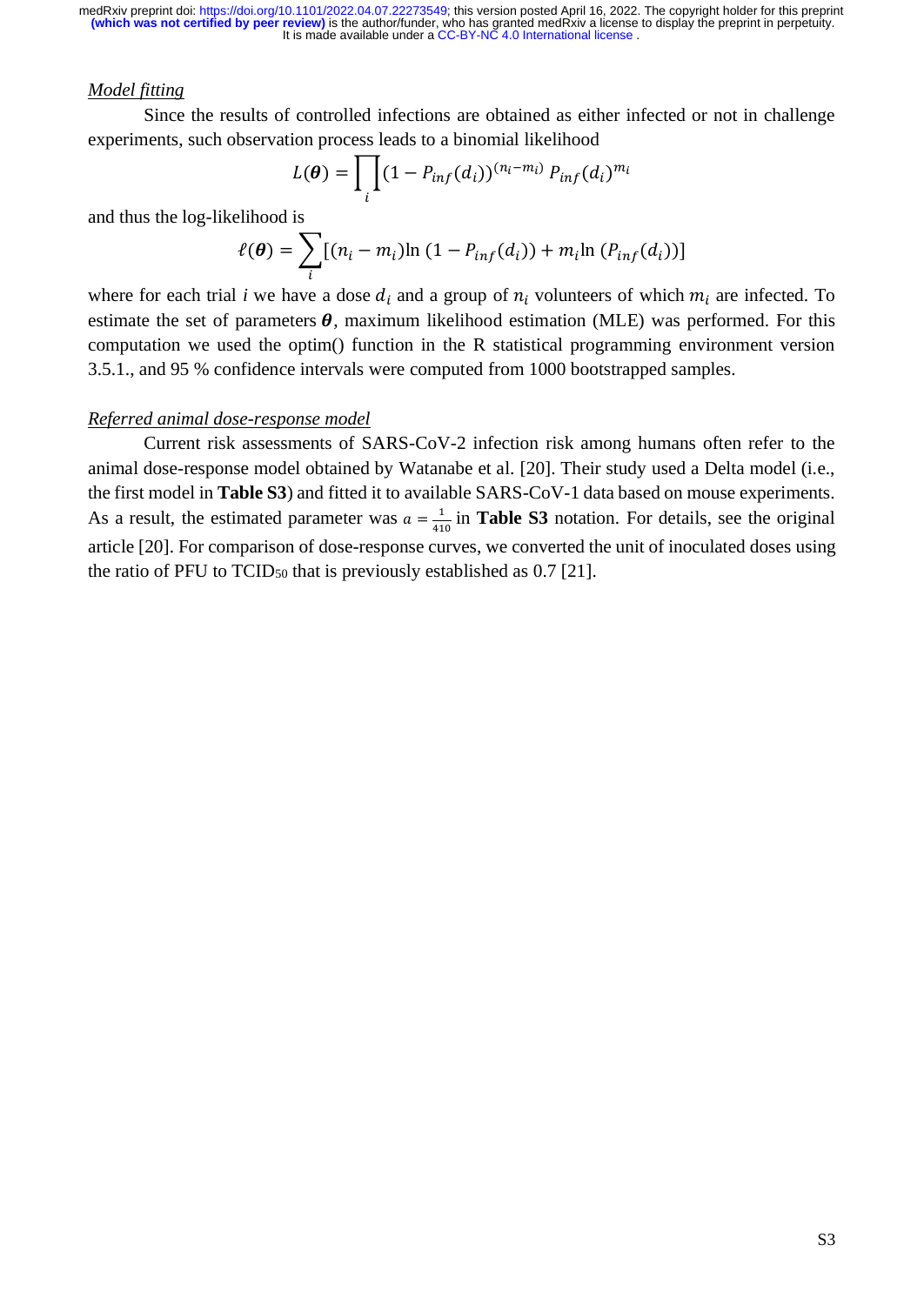*Model fitting*

Since the results of controlled infections are obtained as either infected or not in challenge experiments, such observation process leads to a binomial likelihood

$$L(\boldsymbol{\theta}) = \prod_{i} (1 - P_{inf}(d_i))^{(n_i - m_i)} \, P_{inf}(d_i)^{m_i}$$

and thus the log-likelihood is

$$\ell(\boldsymbol{\theta}) = \sum_{i} [(n_i - m_i) \ln (1 - P_{inf}(d_i)) + m_i \ln (P_{inf}(d_i))]$$

where for each trial $i$ we have a dose $d_i$ and a group of $n_i$ volunteers of which $m_i$ are infected. To estimate the set of parameters $\boldsymbol{\theta}$, maximum likelihood estimation (MLE) was performed. For this computation we used the optim() function in the R statistical programming environment version 3.5.1., and 95 % confidence intervals were computed from 1000 bootstrapped samples.

*Referred animal dose-response model*

Current risk assessments of SARS-CoV-2 infection risk among humans often refer to the animal dose-response model obtained by Watanabe et al. [20]. Their study used a Delta model (i.e., the first model in **Table S3**) and fitted it to available SARS-CoV-1 data based on mouse experiments. As a result, the estimated parameter was $a = \frac{1}{410}$ in **Table S3** notation. For details, see the original article [20]. For comparison of dose-response curves, we converted the unit of inoculated doses using the ratio of PFU to $TCID_{50}$ that is previously established as 0.7 [21].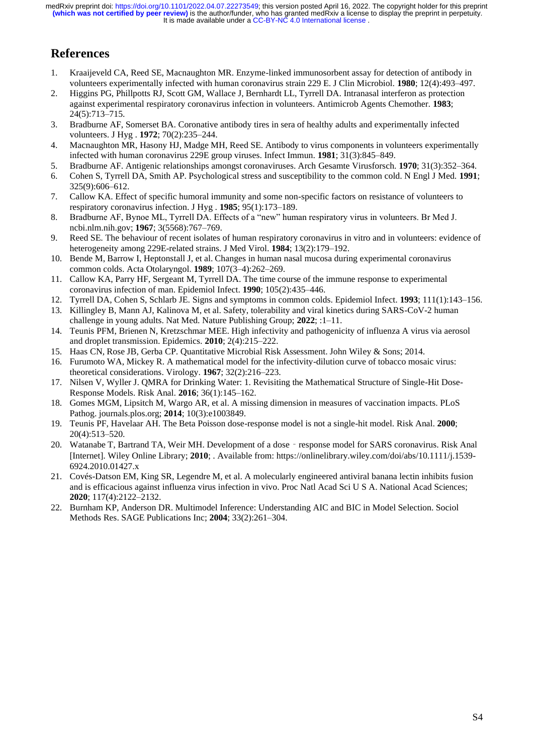# References

1. Kraaijeveld CA, Reed SE, Macnaughton MR. Enzyme-linked immunosorbent assay for detection of antibody in volunteers experimentally infected with human coronavirus strain 229 E. J Clin Microbiol. **1980**; 12(4):493–497.
2. Higgins PG, Phillpotts RJ, Scott GM, Wallace J, Bernhardt LL, Tyrrell DA. Intranasal interferon as protection against experimental respiratory coronavirus infection in volunteers. Antimicrob Agents Chemother. **1983**; 24(5):713–715.
3. Bradburne AF, Somerset BA. Coronative antibody tires in sera of healthy adults and experimentally infected volunteers. J Hyg . **1972**; 70(2):235–244.
4. Macnaughton MR, Hasony HJ, Madge MH, Reed SE. Antibody to virus components in volunteers experimentally infected with human coronavirus 229E group viruses. Infect Immun. **1981**; 31(3):845–849.
5. Bradburne AF. Antigenic relationships amongst coronaviruses. Arch Gesamte Virusforsch. **1970**; 31(3):352–364.
6. Cohen S, Tyrrell DA, Smith AP. Psychological stress and susceptibility to the common cold. N Engl J Med. **1991**; 325(9):606–612.
7. Callow KA. Effect of specific humoral immunity and some non-specific factors on resistance of volunteers to respiratory coronavirus infection. J Hyg . **1985**; 95(1):173–189.
8. Bradburne AF, Bynoe ML, Tyrrell DA. Effects of a "new" human respiratory virus in volunteers. Br Med J. ncbi.nlm.nih.gov; **1967**; 3(5568):767–769.
9. Reed SE. The behaviour of recent isolates of human respiratory coronavirus in vitro and in volunteers: evidence of heterogeneity among 229E-related strains. J Med Virol. **1984**; 13(2):179–192.
10. Bende M, Barrow I, Heptonstall J, et al. Changes in human nasal mucosa during experimental coronavirus common colds. Acta Otolaryngol. **1989**; 107(3–4):262–269.
11. Callow KA, Parry HF, Sergeant M, Tyrrell DA. The time course of the immune response to experimental coronavirus infection of man. Epidemiol Infect. **1990**; 105(2):435–446.
12. Tyrrell DA, Cohen S, Schlarb JE. Signs and symptoms in common colds. Epidemiol Infect. **1993**; 111(1):143–156.
13. Killingley B, Mann AJ, Kalinova M, et al. Safety, tolerability and viral kinetics during SARS-CoV-2 human challenge in young adults. Nat Med. Nature Publishing Group; **2022**; :1–11.
14. Teunis PFM, Brienen N, Kretzschmar MEE. High infectivity and pathogenicity of influenza A virus via aerosol and droplet transmission. Epidemics. **2010**; 2(4):215–222.
15. Haas CN, Rose JB, Gerba CP. Quantitative Microbial Risk Assessment. John Wiley & Sons; 2014.
16. Furumoto WA, Mickey R. A mathematical model for the infectivity-dilution curve of tobacco mosaic virus: theoretical considerations. Virology. **1967**; 32(2):216–223.
17. Nilsen V, Wyller J. QMRA for Drinking Water: 1. Revisiting the Mathematical Structure of Single-Hit Dose-Response Models. Risk Anal. **2016**; 36(1):145–162.
18. Gomes MGM, Lipsitch M, Wargo AR, et al. A missing dimension in measures of vaccination impacts. PLoS Pathog. journals.plos.org; **2014**; 10(3):e1003849.
19. Teunis PF, Havelaar AH. The Beta Poisson dose-response model is not a single-hit model. Risk Anal. **2000**; 20(4):513–520.
20. Watanabe T, Bartrand TA, Weir MH. Development of a dose‐response model for SARS coronavirus. Risk Anal [Internet]. Wiley Online Library; **2010**; . Available from: https://onlinelibrary.wiley.com/doi/abs/10.1111/j.1539-6924.2010.01427.x
21. Covés-Datson EM, King SR, Legendre M, et al. A molecularly engineered antiviral banana lectin inhibits fusion and is efficacious against influenza virus infection in vivo. Proc Natl Acad Sci U S A. National Acad Sciences; **2020**; 117(4):2122–2132.
22. Burnham KP, Anderson DR. Multimodel Inference: Understanding AIC and BIC in Model Selection. Sociol Methods Res. SAGE Publications Inc; **2004**; 33(2):261–304.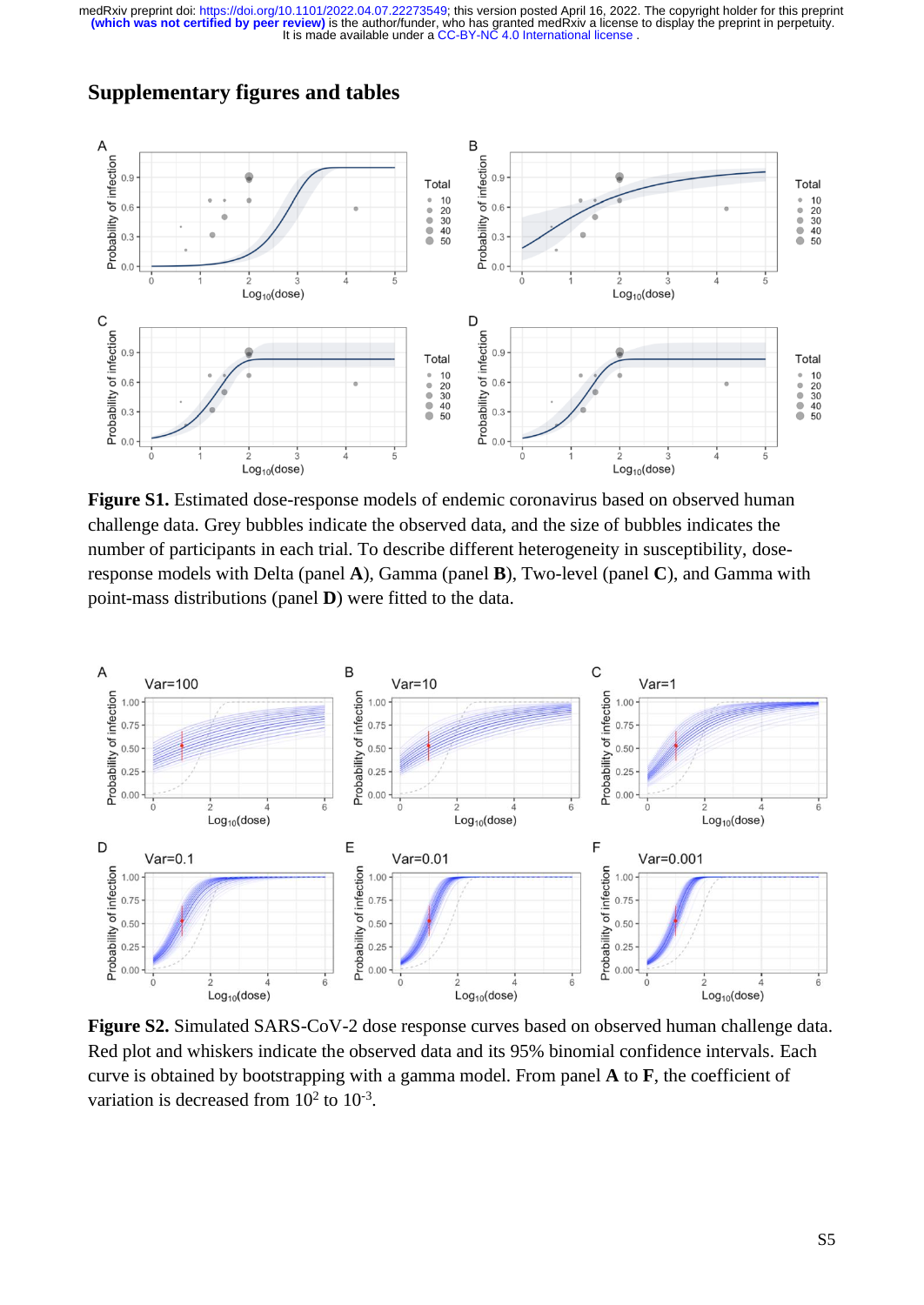## Supplementary figures and tables

**Figure S1.** Estimated dose-response models of endemic coronavirus based on observed human challenge data. Grey bubbles indicate the observed data, and the size of bubbles indicates the number of participants in each trial. To describe different heterogeneity in susceptibility, dose-response models with Delta (panel **A**), Gamma (panel **B**), Two-level (panel **C**), and Gamma with point-mass distributions (panel **D**) were fitted to the data.

**Figure S2.** Simulated SARS-CoV-2 dose response curves based on observed human challenge data. Red plot and whiskers indicate the observed data and its 95% binomial confidence intervals. Each curve is obtained by bootstrapping with a gamma model. From panel **A** to **F**, the coefficient of variation is decreased from $10^2$ to $10^{-3}$.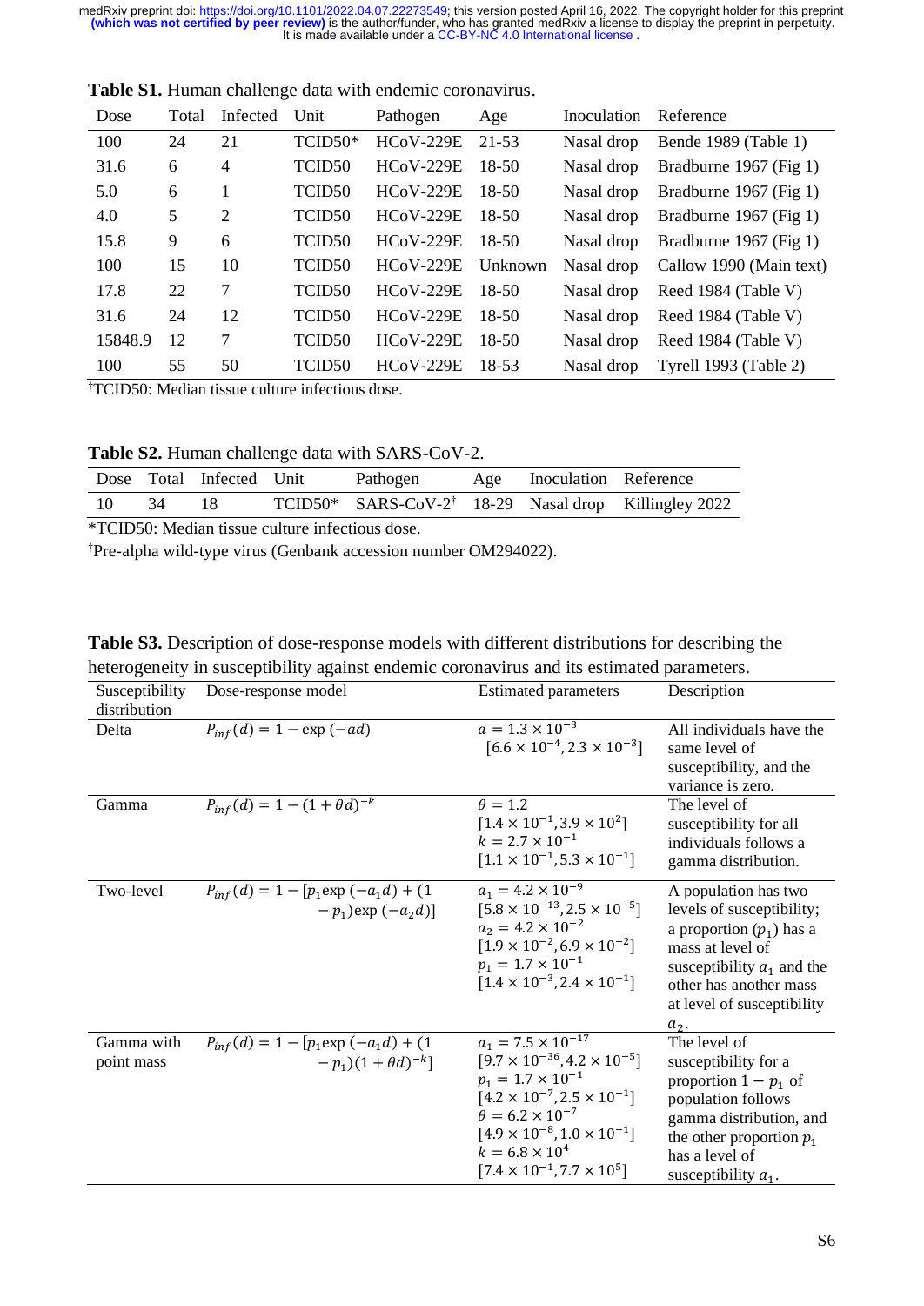**Table S1.** Human challenge data with endemic coronavirus.

| Dose | Total | Infected | Unit | Pathogen | Age | Inoculation | Reference |
|---|---|---|---|---|---|---|---|
| 100 | 24 | 21 | TCID50* | HCoV-229E | 21-53 | Nasal drop | Bende 1989 (Table 1) |
| 31.6 | 6 | 4 | TCID50 | HCoV-229E | 18-50 | Nasal drop | Bradburne 1967 (Fig 1) |
| 5.0 | 6 | 1 | TCID50 | HCoV-229E | 18-50 | Nasal drop | Bradburne 1967 (Fig 1) |
| 4.0 | 5 | 2 | TCID50 | HCoV-229E | 18-50 | Nasal drop | Bradburne 1967 (Fig 1) |
| 15.8 | 9 | 6 | TCID50 | HCoV-229E | 18-50 | Nasal drop | Bradburne 1967 (Fig 1) |
| 100 | 15 | 10 | TCID50 | HCoV-229E | Unknown | Nasal drop | Callow 1990 (Main text) |
| 17.8 | 22 | 7 | TCID50 | HCoV-229E | 18-50 | Nasal drop | Reed 1984 (Table V) |
| 31.6 | 24 | 12 | TCID50 | HCoV-229E | 18-50 | Nasal drop | Reed 1984 (Table V) |
| 15848.9 | 12 | 7 | TCID50 | HCoV-229E | 18-50 | Nasal drop | Reed 1984 (Table V) |
| 100 | 55 | 50 | TCID50 | HCoV-229E | 18-53 | Nasal drop | Tyrell 1993 (Table 2) |

[†]TCID50: Median tissue culture infectious dose.

**Table S2.** Human challenge data with SARS-CoV-2.

| Dose | Total | Infected | Unit | Pathogen | Age | Inoculation | Reference |
|---|---|---|---|---|---|---|---|
| 10 | 34 | 18 | TCID50* | SARS-CoV-2[†] | 18-29 | Nasal drop | Killingley 2022 |

*TCID50: Median tissue culture infectious dose.

[†]Pre-alpha wild-type virus (Genbank accession number OM294022).

**Table S3.** Description of dose-response models with different distributions for describing the heterogeneity in susceptibility against endemic coronavirus and its estimated parameters.

| Susceptibility distribution | Dose-response model | Estimated parameters | Description |
|---|---|---|---|
| Delta | $P_{inf}(d) = 1 - \exp(-ad)$ | $a = 1.3 \times 10^{-3}$ $[6.6 \times 10^{-4}, 2.3 \times 10^{-3}]$ | All individuals have the same level of susceptibility, and the variance is zero. |
| Gamma | $P_{inf}(d) = 1 - (1 + \theta d)^{-k}$ | $\theta = 1.2$ $[1.4 \times 10^{-1}, 3.9 \times 10^{2}]$ $k = 2.7 \times 10^{-1}$ $[1.1 \times 10^{-1}, 5.3 \times 10^{-1}]$ | The level of susceptibility for all individuals follows a gamma distribution. |
| Two-level | $P_{inf}(d) = 1 - [p_1 \exp(-a_1 d) + (1 - p_1)\exp(-a_2 d)]$ | $a_1 = 4.2 \times 10^{-9}$ $[5.8 \times 10^{-13}, 2.5 \times 10^{-5}]$ $a_2 = 4.2 \times 10^{-2}$ $[1.9 \times 10^{-2}, 6.9 \times 10^{-2}]$ $p_1 = 1.7 \times 10^{-1}$ $[1.4 \times 10^{-3}, 2.4 \times 10^{-1}]$ | A population has two levels of susceptibility; a proportion ($p_1$) has a mass at level of susceptibility $a_1$ and the other has another mass at level of susceptibility $a_2$. |
| Gamma with point mass | $P_{inf}(d) = 1 - [p_1 \exp(-a_1 d) + (1 - p_1)(1 + \theta d)^{-k}]$ | $a_1 = 7.5 \times 10^{-17}$ $[9.7 \times 10^{-36}, 4.2 \times 10^{-5}]$ $p_1 = 1.7 \times 10^{-1}$ $[4.2 \times 10^{-7}, 2.5 \times 10^{-1}]$ $\theta = 6.2 \times 10^{-7}$ $[4.9 \times 10^{-8}, 1.0 \times 10^{-1}]$ $k = 6.8 \times 10^{4}$ $[7.4 \times 10^{-1}, 7.7 \times 10^{5}]$ | The level of susceptibility for a proportion $1 - p_1$ of population follows gamma distribution, and the other proportion $p_1$ has a level of susceptibility $a_1$. |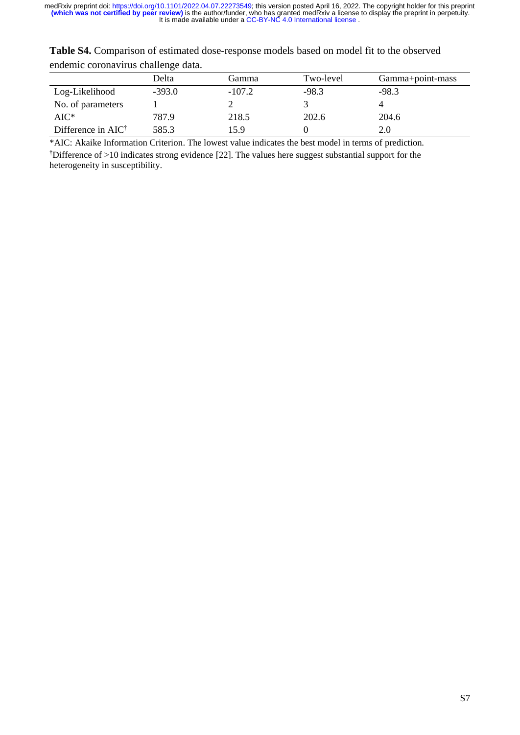**Table S4.** Comparison of estimated dose-response models based on model fit to the observed endemic coronavirus challenge data.

| | Delta | Gamma | Two-level | Gamma+point-mass |
|---|---|---|---|---|
| Log-Likelihood | -393.0 | -107.2 | -98.3 | -98.3 |
| No. of parameters | 1 | 2 | 3 | 4 |
| AIC* | 787.9 | 218.5 | 202.6 | 204.6 |
| Difference in AIC† | 585.3 | 15.9 | 0 | 2.0 |

*AIC: Akaike Information Criterion. The lowest value indicates the best model in terms of prediction.

†Difference of >10 indicates strong evidence [22]. The values here suggest substantial support for the heterogeneity in susceptibility.